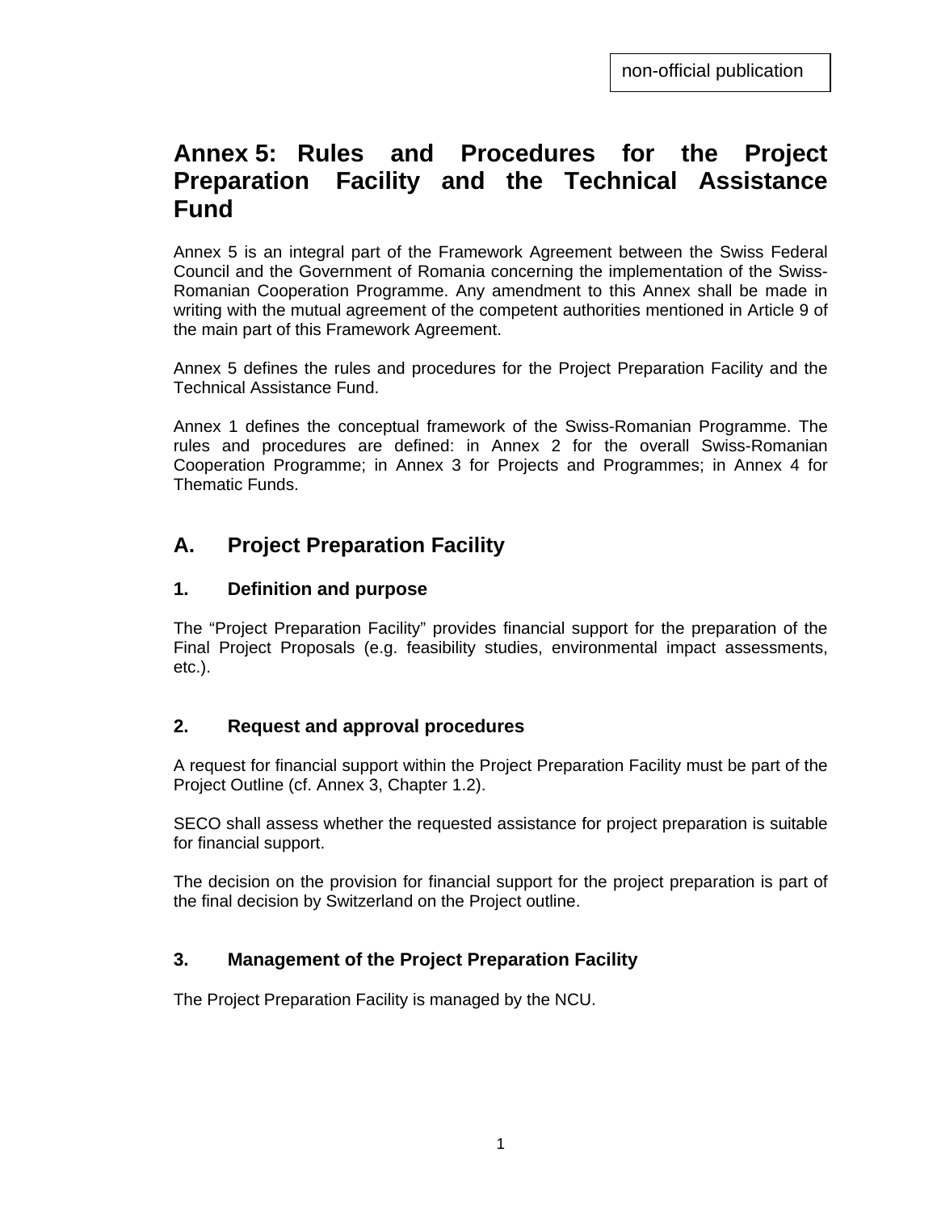non-official publication

# Annex 5: Rules and Procedures for the Project Preparation Facility and the Technical Assistance Fund

Annex 5 is an integral part of the Framework Agreement between the Swiss Federal Council and the Government of Romania concerning the implementation of the Swiss-Romanian Cooperation Programme. Any amendment to this Annex shall be made in writing with the mutual agreement of the competent authorities mentioned in Article 9 of the main part of this Framework Agreement.

Annex 5 defines the rules and procedures for the Project Preparation Facility and the Technical Assistance Fund.

Annex 1 defines the conceptual framework of the Swiss-Romanian Programme. The rules and procedures are defined: in Annex 2 for the overall Swiss-Romanian Cooperation Programme; in Annex 3 for Projects and Programmes; in Annex 4 for Thematic Funds.

## A. Project Preparation Facility

### 1. Definition and purpose

The "Project Preparation Facility" provides financial support for the preparation of the Final Project Proposals (e.g. feasibility studies, environmental impact assessments, etc.).

### 2. Request and approval procedures

A request for financial support within the Project Preparation Facility must be part of the Project Outline (cf. Annex 3, Chapter 1.2).

SECO shall assess whether the requested assistance for project preparation is suitable for financial support.

The decision on the provision for financial support for the project preparation is part of the final decision by Switzerland on the Project outline.

### 3. Management of the Project Preparation Facility

The Project Preparation Facility is managed by the NCU.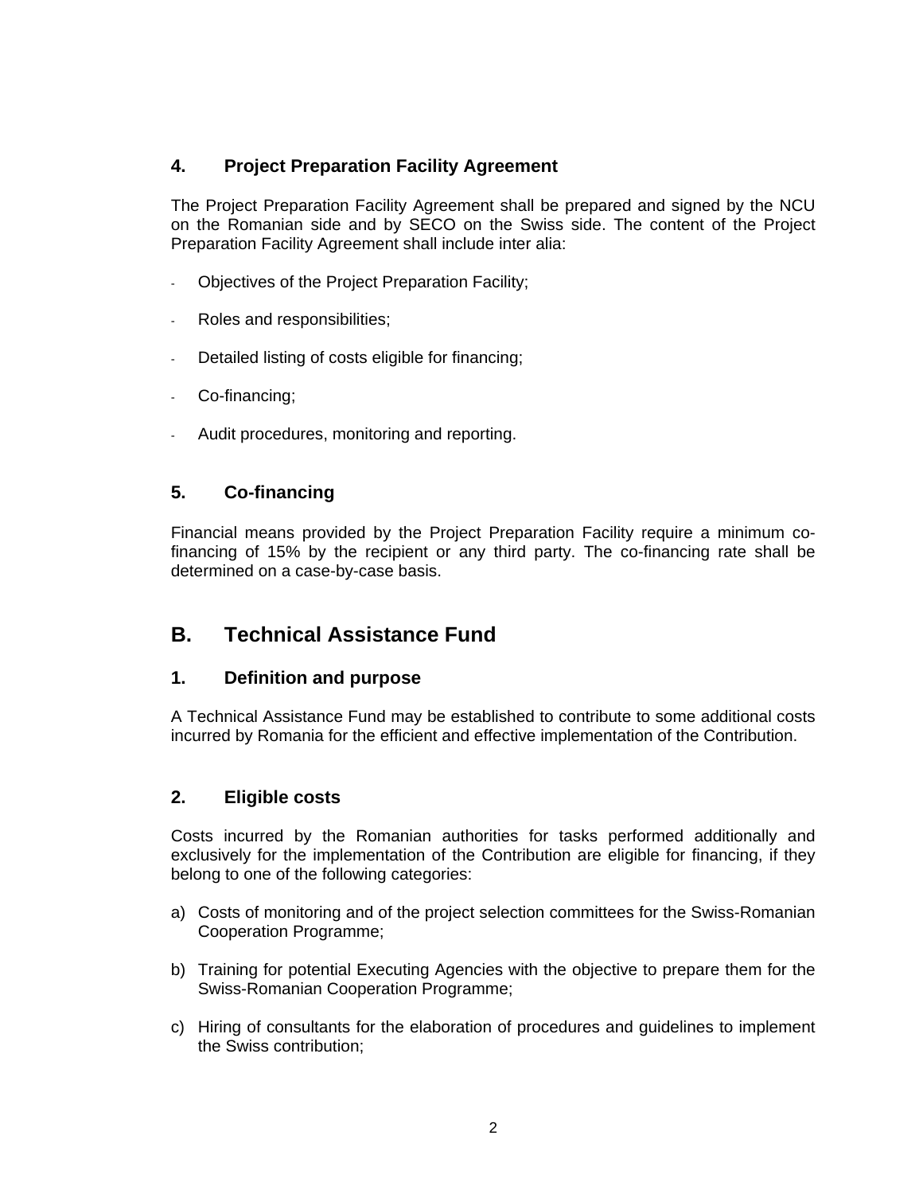### 4. Project Preparation Facility Agreement

The Project Preparation Facility Agreement shall be prepared and signed by the NCU on the Romanian side and by SECO on the Swiss side. The content of the Project Preparation Facility Agreement shall include inter alia:

- Objectives of the Project Preparation Facility;
- Roles and responsibilities;
- Detailed listing of costs eligible for financing;
- Co-financing;
- Audit procedures, monitoring and reporting.

### 5. Co-financing

Financial means provided by the Project Preparation Facility require a minimum co-financing of 15% by the recipient or any third party. The co-financing rate shall be determined on a case-by-case basis.

## B. Technical Assistance Fund

### 1. Definition and purpose

A Technical Assistance Fund may be established to contribute to some additional costs incurred by Romania for the efficient and effective implementation of the Contribution.

### 2. Eligible costs

Costs incurred by the Romanian authorities for tasks performed additionally and exclusively for the implementation of the Contribution are eligible for financing, if they belong to one of the following categories:

a) Costs of monitoring and of the project selection committees for the Swiss-Romanian Cooperation Programme;

b) Training for potential Executing Agencies with the objective to prepare them for the Swiss-Romanian Cooperation Programme;

c) Hiring of consultants for the elaboration of procedures and guidelines to implement the Swiss contribution;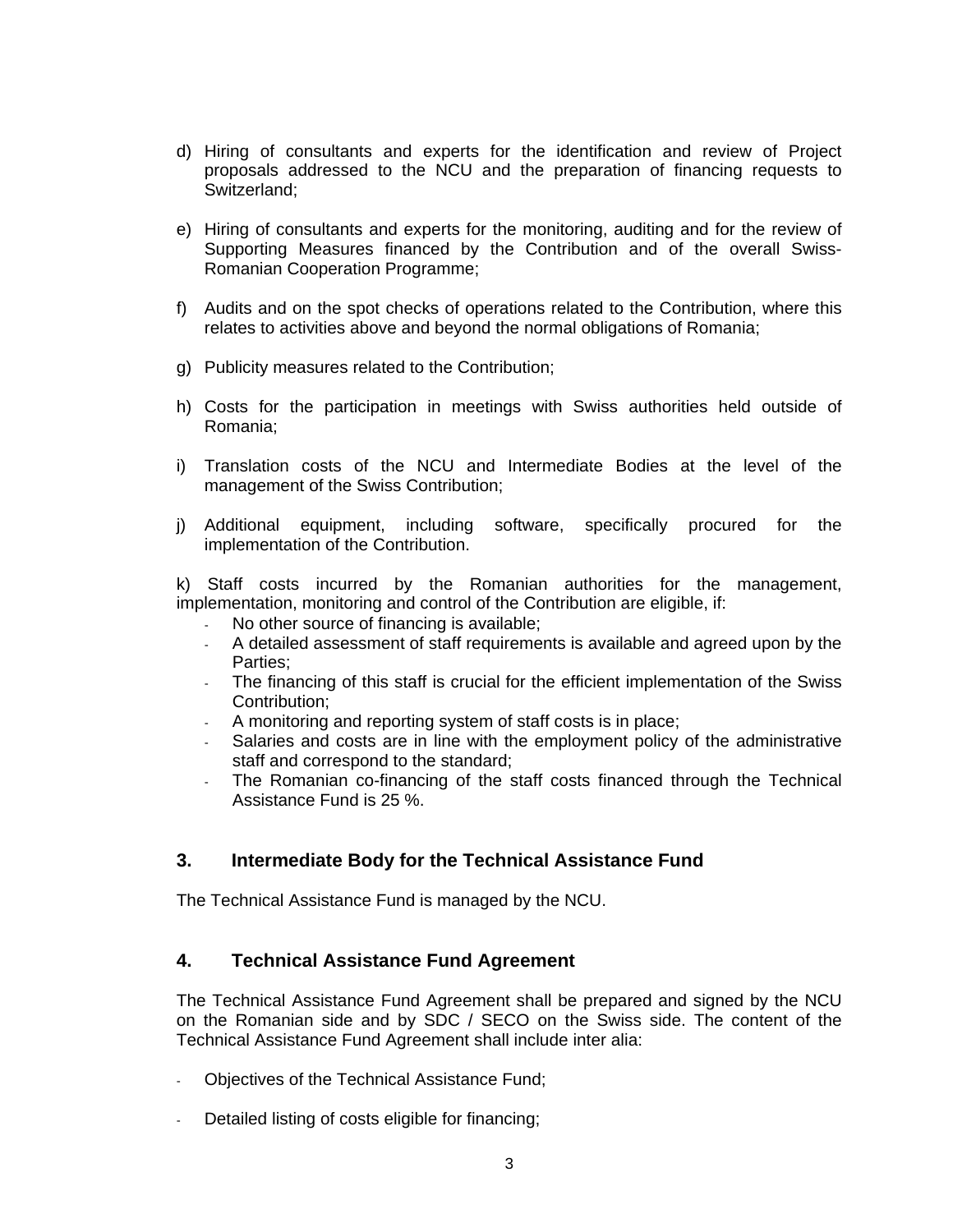d) Hiring of consultants and experts for the identification and review of Project proposals addressed to the NCU and the preparation of financing requests to Switzerland;

e) Hiring of consultants and experts for the monitoring, auditing and for the review of Supporting Measures financed by the Contribution and of the overall Swiss-Romanian Cooperation Programme;

f) Audits and on the spot checks of operations related to the Contribution, where this relates to activities above and beyond the normal obligations of Romania;

g) Publicity measures related to the Contribution;

h) Costs for the participation in meetings with Swiss authorities held outside of Romania;

i) Translation costs of the NCU and Intermediate Bodies at the level of the management of the Swiss Contribution;

j) Additional equipment, including software, specifically procured for the implementation of the Contribution.

k) Staff costs incurred by the Romanian authorities for the management, implementation, monitoring and control of the Contribution are eligible, if:

- No other source of financing is available;
- A detailed assessment of staff requirements is available and agreed upon by the Parties;
- The financing of this staff is crucial for the efficient implementation of the Swiss Contribution;
- A monitoring and reporting system of staff costs is in place;
- Salaries and costs are in line with the employment policy of the administrative staff and correspond to the standard;
- The Romanian co-financing of the staff costs financed through the Technical Assistance Fund is 25 %.

## 3. Intermediate Body for the Technical Assistance Fund

The Technical Assistance Fund is managed by the NCU.

## 4. Technical Assistance Fund Agreement

The Technical Assistance Fund Agreement shall be prepared and signed by the NCU on the Romanian side and by SDC / SECO on the Swiss side. The content of the Technical Assistance Fund Agreement shall include inter alia:

- Objectives of the Technical Assistance Fund;
- Detailed listing of costs eligible for financing;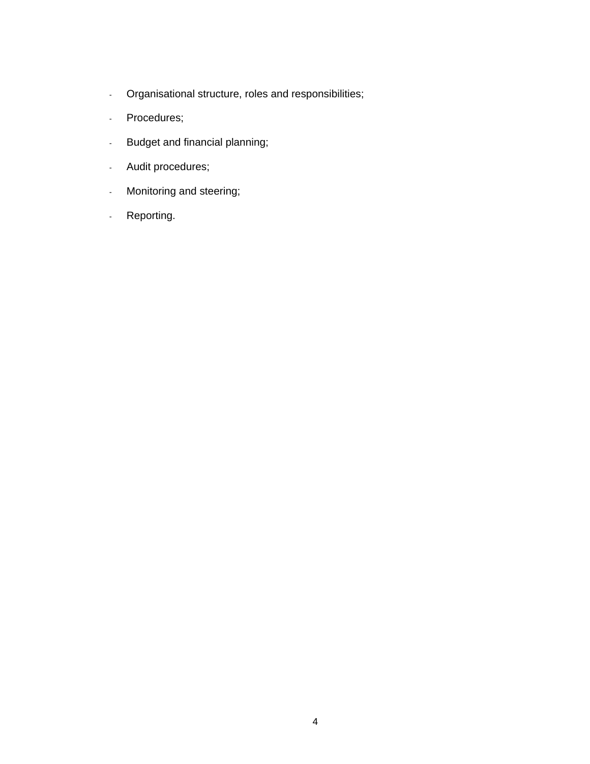- Organisational structure, roles and responsibilities;
- Procedures;
- Budget and financial planning;
- Audit procedures;
- Monitoring and steering;
- Reporting.